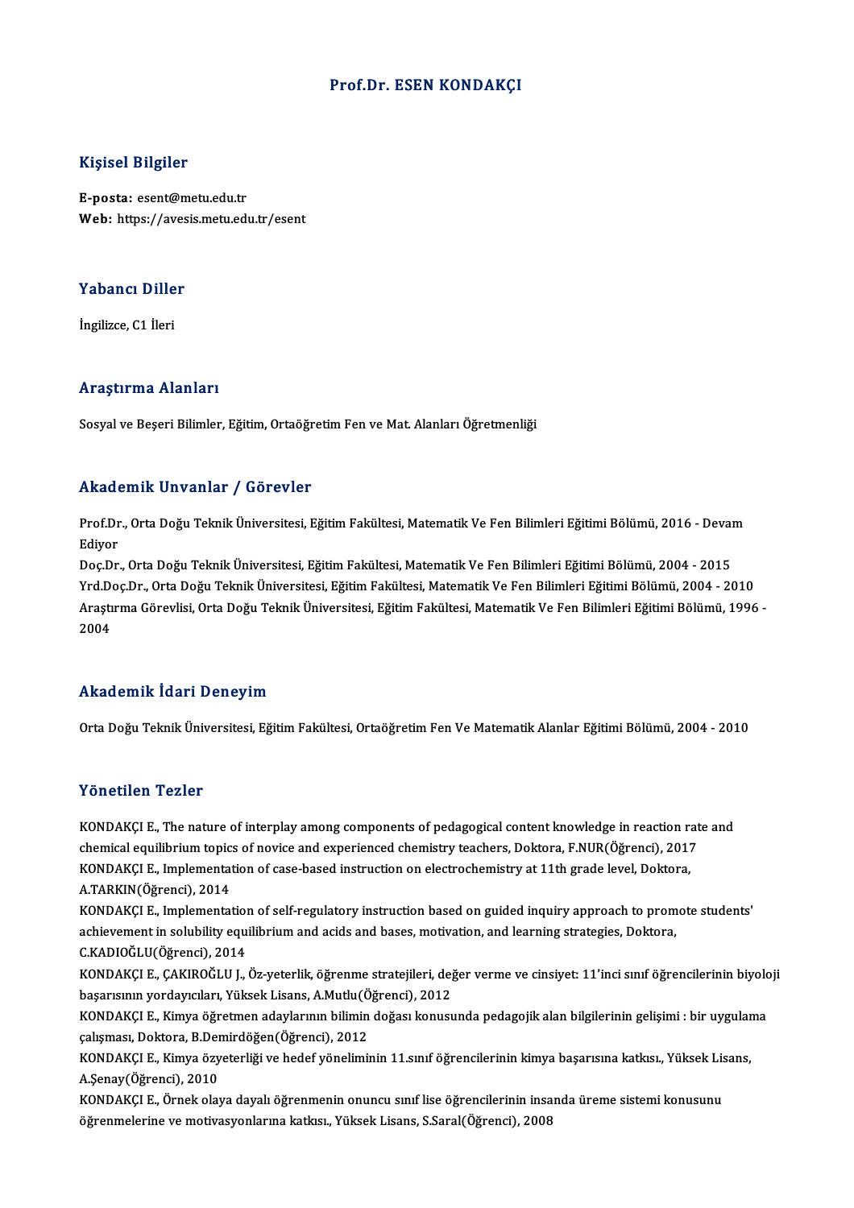# Prof.Dr. ESEN KONDAKÇI

## Kişisel Bilgiler

**E-posta:** esent@metu.edu.tr
**Web:** https://avesis.metu.edu.tr/esent

## Yabancı Diller

İngilizce, C1 İleri

## Araştırma Alanları

Sosyal ve Beşeri Bilimler, Eğitim, Ortaöğretim Fen ve Mat. Alanları Öğretmenliği

## Akademik Unvanlar / Görevler

Prof.Dr., Orta Doğu Teknik Üniversitesi, Eğitim Fakültesi, Matematik Ve Fen Bilimleri Eğitimi Bölümü, 2016 - Devam Ediyor
Doç.Dr., Orta Doğu Teknik Üniversitesi, Eğitim Fakültesi, Matematik Ve Fen Bilimleri Eğitimi Bölümü, 2004 - 2015
Yrd.Doç.Dr., Orta Doğu Teknik Üniversitesi, Eğitim Fakültesi, Matematik Ve Fen Bilimleri Eğitimi Bölümü, 2004 - 2010
Araştırma Görevlisi, Orta Doğu Teknik Üniversitesi, Eğitim Fakültesi, Matematik Ve Fen Bilimleri Eğitimi Bölümü, 1996 - 2004

## Akademik İdari Deneyim

Orta Doğu Teknik Üniversitesi, Eğitim Fakültesi, Ortaöğretim Fen Ve Matematik Alanlar Eğitimi Bölümü, 2004 - 2010

## Yönetilen Tezler

KONDAKÇI E., The nature of interplay among components of pedagogical content knowledge in reaction rate and chemical equilibrium topics of novice and experienced chemistry teachers, Doktora, F.NUR(Öğrenci), 2017
KONDAKÇI E., Implementation of case-based instruction on electrochemistry at 11th grade level, Doktora, A.TARKIN(Öğrenci), 2014
KONDAKÇI E., Implementation of self-regulatory instruction based on guided inquiry approach to promote students' achievement in solubility equilibrium and acids and bases, motivation, and learning strategies, Doktora, C.KADIOĞLU(Öğrenci), 2014
KONDAKÇI E., ÇAKIROĞLU J., Öz-yeterlik, öğrenme stratejileri, değer verme ve cinsiyet: 11'inci sınıf öğrencilerinin biyoloji başarısının yordayıcıları, Yüksek Lisans, A.Mutlu(Öğrenci), 2012
KONDAKÇI E., Kimya öğretmen adaylarının bilimin doğası konusunda pedagojik alan bilgilerinin gelişimi : bir uygulama çalışması, Doktora, B.Demirdöğen(Öğrenci), 2012
KONDAKÇI E., Kimya özyeterliği ve hedef yöneliminin 11.sınıf öğrencilerinin kimya başarısına katkısı., Yüksek Lisans, A.Şenay(Öğrenci), 2010
KONDAKÇI E., Örnek olaya dayalı öğrenmenin onuncu sınıf lise öğrencilerinin insanda üreme sistemi konusunu öğrenmelerine ve motivasyonlarına katkısı., Yüksek Lisans, S.Saral(Öğrenci), 2008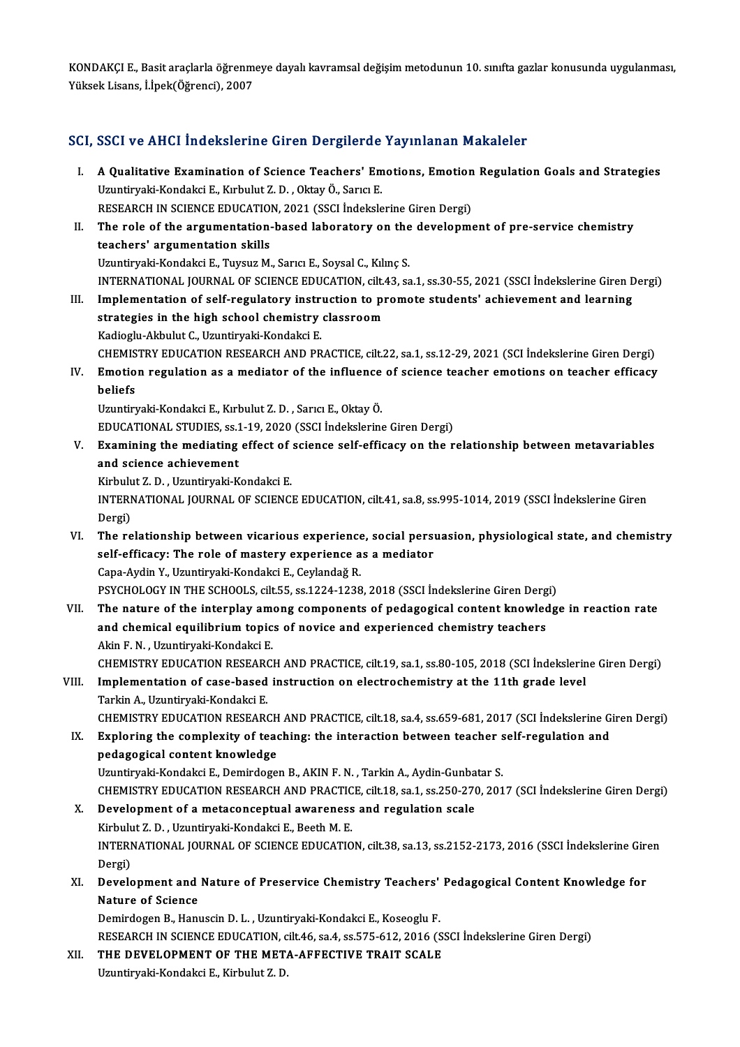KONDAKÇI E., Basit araçlarla öğrenmeye dayalı kavramsal değişim metodunun 10. sınıfta gazlar konusunda uygulanması, Yüksek Lisans, İ.İpek(Öğrenci), 2007

## SCI, SSCI ve AHCI İndekslerine Giren Dergilerde Yayınlanan Makaleler

I. **A Qualitative Examination of Science Teachers' Emotions, Emotion Regulation Goals and Strategies**
Uzuntiryaki-Kondakci E., Kırbulut Z. D. , Oktay Ö., Sarıcı E.
RESEARCH IN SCIENCE EDUCATION, 2021 (SSCI İndekslerine Giren Dergi)

II. **The role of the argumentation-based laboratory on the development of pre-service chemistry teachers' argumentation skills**
Uzuntiryaki-Kondakci E., Tuysuz M., Sarıcı E., Soysal C., Kılınç S.
INTERNATIONAL JOURNAL OF SCIENCE EDUCATION, cilt.43, sa.1, ss.30-55, 2021 (SSCI İndekslerine Giren Dergi)

III. **Implementation of self-regulatory instruction to promote students' achievement and learning strategies in the high school chemistry classroom**
Kadioglu-Akbulut C., Uzuntiryaki-Kondakci E.
CHEMISTRY EDUCATION RESEARCH AND PRACTICE, cilt.22, sa.1, ss.12-29, 2021 (SCI İndekslerine Giren Dergi)

IV. **Emotion regulation as a mediator of the influence of science teacher emotions on teacher efficacy beliefs**
Uzuntiryaki-Kondakci E., Kırbulut Z. D. , Sarıcı E., Oktay Ö.
EDUCATIONAL STUDIES, ss.1-19, 2020 (SSCI İndekslerine Giren Dergi)

V. **Examining the mediating effect of science self-efficacy on the relationship between metavariables and science achievement**
Kirbulut Z. D. , Uzuntiryaki-Kondakci E.
INTERNATIONAL JOURNAL OF SCIENCE EDUCATION, cilt.41, sa.8, ss.995-1014, 2019 (SSCI İndekslerine Giren Dergi)

VI. **The relationship between vicarious experience, social persuasion, physiological state, and chemistry self-efficacy: The role of mastery experience as a mediator**
Capa-Aydin Y., Uzuntiryaki-Kondakci E., Ceylandağ R.
PSYCHOLOGY IN THE SCHOOLS, cilt.55, ss.1224-1238, 2018 (SSCI İndekslerine Giren Dergi)

VII. **The nature of the interplay among components of pedagogical content knowledge in reaction rate and chemical equilibrium topics of novice and experienced chemistry teachers**
Akin F. N. , Uzuntiryaki-Kondakci E.
CHEMISTRY EDUCATION RESEARCH AND PRACTICE, cilt.19, sa.1, ss.80-105, 2018 (SCI İndekslerine Giren Dergi)

VIII. **Implementation of case-based instruction on electrochemistry at the 11th grade level**
Tarkin A., Uzuntiryaki-Kondakci E.
CHEMISTRY EDUCATION RESEARCH AND PRACTICE, cilt.18, sa.4, ss.659-681, 2017 (SCI İndekslerine Giren Dergi)

IX. **Exploring the complexity of teaching: the interaction between teacher self-regulation and pedagogical content knowledge**
Uzuntiryaki-Kondakci E., Demirdogen B., AKIN F. N. , Tarkin A., Aydin-Gunbatar S.
CHEMISTRY EDUCATION RESEARCH AND PRACTICE, cilt.18, sa.1, ss.250-270, 2017 (SCI İndekslerine Giren Dergi)

X. **Development of a metaconceptual awareness and regulation scale**
Kirbulut Z. D. , Uzuntiryaki-Kondakci E., Beeth M. E.
INTERNATIONAL JOURNAL OF SCIENCE EDUCATION, cilt.38, sa.13, ss.2152-2173, 2016 (SSCI İndekslerine Giren Dergi)

XI. **Development and Nature of Preservice Chemistry Teachers' Pedagogical Content Knowledge for Nature of Science**
Demirdogen B., Hanuscin D. L. , Uzuntiryaki-Kondakci E., Koseoglu F.
RESEARCH IN SCIENCE EDUCATION, cilt.46, sa.4, ss.575-612, 2016 (SSCI İndekslerine Giren Dergi)

XII. **THE DEVELOPMENT OF THE META-AFFECTIVE TRAIT SCALE**
Uzuntiryaki-Kondakci E., Kirbulut Z. D.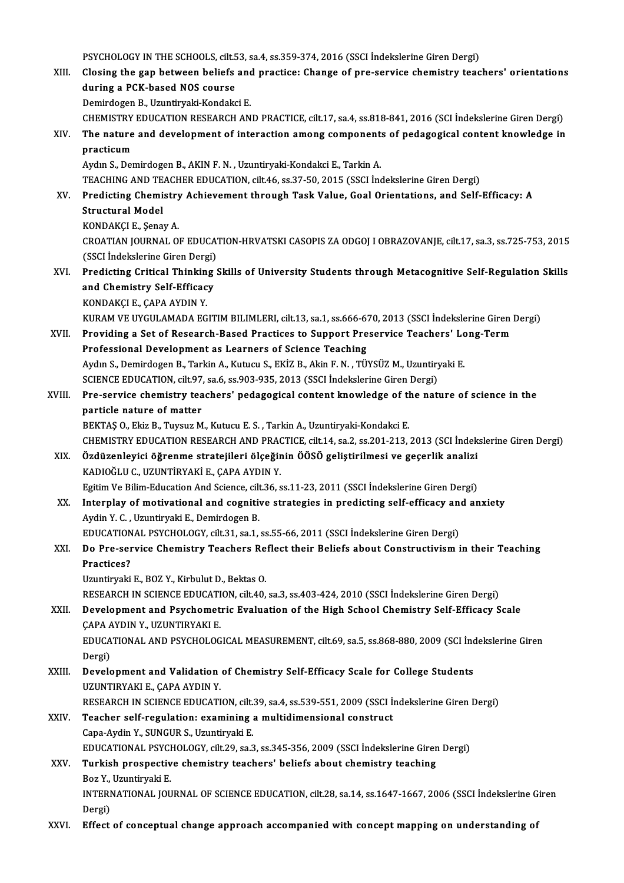PSYCHOLOGY IN THE SCHOOLS, cilt.53, sa.4, ss.359-374, 2016 (SSCI İndekslerine Giren Dergi)

XIII. **Closing the gap between beliefs and practice: Change of pre-service chemistry teachers' orientations during a PCK-based NOS course**
Demirdogen B., Uzuntiryaki-Kondakci E.
CHEMISTRY EDUCATION RESEARCH AND PRACTICE, cilt.17, sa.4, ss.818-841, 2016 (SCI İndekslerine Giren Dergi)

XIV. **The nature and development of interaction among components of pedagogical content knowledge in practicum**
Aydın S., Demirdogen B., AKIN F. N. , Uzuntiryaki-Kondakci E., Tarkin A.
TEACHING AND TEACHER EDUCATION, cilt.46, ss.37-50, 2015 (SSCI İndekslerine Giren Dergi)

XV. **Predicting Chemistry Achievement through Task Value, Goal Orientations, and Self-Efficacy: A Structural Model**
KONDAKÇI E., Şenay A.
CROATIAN JOURNAL OF EDUCATION-HRVATSKI CASOPIS ZA ODGOJ I OBRAZOVANJE, cilt.17, sa.3, ss.725-753, 2015 (SSCI İndekslerine Giren Dergi)

XVI. **Predicting Critical Thinking Skills of University Students through Metacognitive Self-Regulation Skills and Chemistry Self-Efficacy**
KONDAKÇI E., ÇAPA AYDIN Y.
KURAM VE UYGULAMADA EGITIM BILIMLERI, cilt.13, sa.1, ss.666-670, 2013 (SSCI İndekslerine Giren Dergi)

XVII. **Providing a Set of Research-Based Practices to Support Preservice Teachers' Long-Term Professional Development as Learners of Science Teaching**
Aydın S., Demirdogen B., Tarkin A., Kutucu S., EKİZ B., Akin F. N. , TÜYSÜZ M., Uzuntiryaki E.
SCIENCE EDUCATION, cilt.97, sa.6, ss.903-935, 2013 (SSCI İndekslerine Giren Dergi)

XVIII. **Pre-service chemistry teachers' pedagogical content knowledge of the nature of science in the particle nature of matter**
BEKTAŞ O., Ekiz B., Tuysuz M., Kutucu E. S. , Tarkin A., Uzuntiryaki-Kondakci E.
CHEMISTRY EDUCATION RESEARCH AND PRACTICE, cilt.14, sa.2, ss.201-213, 2013 (SCI İndekslerine Giren Dergi)

XIX. **Özdüzenleyici öğrenme stratejileri ölçeğinin ÖÖSÖ geliştirilmesi ve geçerlik analizi**
KADIOĞLU C., UZUNTİRYAKİ E., ÇAPA AYDIN Y.
Egitim Ve Bilim-Education And Science, cilt.36, ss.11-23, 2011 (SSCI İndekslerine Giren Dergi)

XX. **Interplay of motivational and cognitive strategies in predicting self-efficacy and anxiety**
Aydin Y. C. , Uzuntiryaki E., Demirdogen B.
EDUCATIONAL PSYCHOLOGY, cilt.31, sa.1, ss.55-66, 2011 (SSCI İndekslerine Giren Dergi)

XXI. **Do Pre-service Chemistry Teachers Reflect their Beliefs about Constructivism in their Teaching Practices?**
Uzuntiryaki E., BOZ Y., Kirbulut D., Bektas O.
RESEARCH IN SCIENCE EDUCATION, cilt.40, sa.3, ss.403-424, 2010 (SSCI İndekslerine Giren Dergi)

XXII. **Development and Psychometric Evaluation of the High School Chemistry Self-Efficacy Scale**
ÇAPA AYDIN Y., UZUNTIRYAKI E.
EDUCATIONAL AND PSYCHOLOGICAL MEASUREMENT, cilt.69, sa.5, ss.868-880, 2009 (SCI İndekslerine Giren Dergi)

XXIII. **Development and Validation of Chemistry Self-Efficacy Scale for College Students**
UZUNTIRYAKI E., ÇAPA AYDIN Y.
RESEARCH IN SCIENCE EDUCATION, cilt.39, sa.4, ss.539-551, 2009 (SSCI İndekslerine Giren Dergi)

XXIV. **Teacher self-regulation: examining a multidimensional construct**
Capa-Aydin Y., SUNGUR S., Uzuntiryaki E.
EDUCATIONAL PSYCHOLOGY, cilt.29, sa.3, ss.345-356, 2009 (SSCI İndekslerine Giren Dergi)

XXV. **Turkish prospective chemistry teachers' beliefs about chemistry teaching**
Boz Y., Uzuntiryaki E.
INTERNATIONAL JOURNAL OF SCIENCE EDUCATION, cilt.28, sa.14, ss.1647-1667, 2006 (SSCI İndekslerine Giren Dergi)

XXVI. **Effect of conceptual change approach accompanied with concept mapping on understanding of**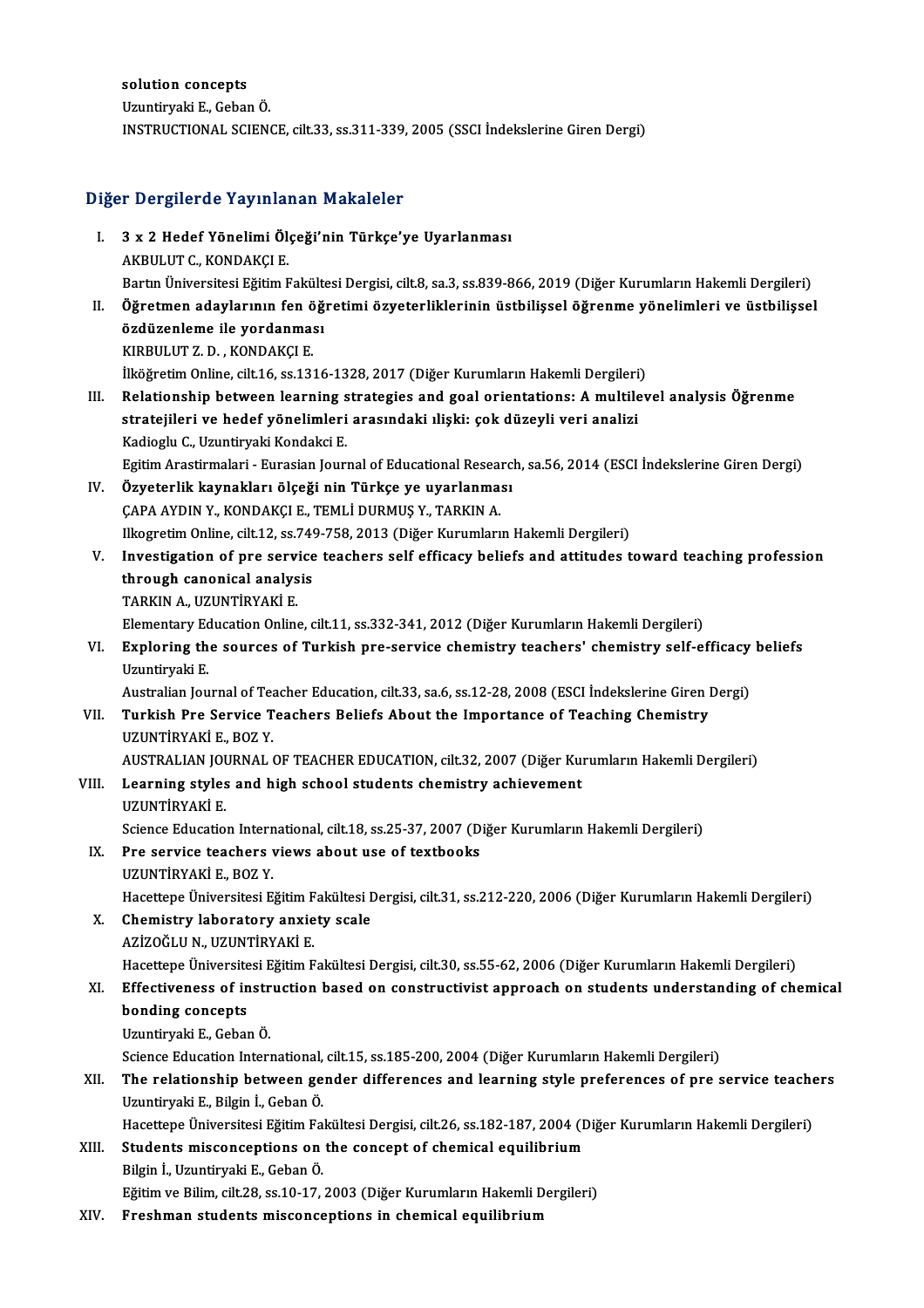solution concepts
Uzuntiryaki E., Geban Ö.
INSTRUCTIONAL SCIENCE, cilt.33, ss.311-339, 2005 (SSCI İndekslerine Giren Dergi)

## Diğer Dergilerde Yayınlanan Makaleler

I. **3 x 2 Hedef Yönelimi Ölçeği'nin Türkçe'ye Uyarlanması**
   AKBULUT C., KONDAKÇI E.
   Bartın Üniversitesi Eğitim Fakültesi Dergisi, cilt.8, sa.3, ss.839-866, 2019 (Diğer Kurumların Hakemli Dergileri)

II. **Öğretmen adaylarının fen öğretimi özyeterliklerinin üstbilişsel öğrenme yönelimleri ve üstbilişsel özdüzenleme ile yordanması**
   KIRBULUT Z. D. , KONDAKÇI E.
   İlköğretim Online, cilt.16, ss.1316-1328, 2017 (Diğer Kurumların Hakemli Dergileri)

III. **Relationship between learning strategies and goal orientations: A multilevel analysis Öğrenme stratejileri ve hedef yönelimleri arasındaki ılişki: çok düzeyli veri analizi**
   Kadioglu C., Uzuntiryaki Kondakci E.
   Egitim Arastirmalari - Eurasian Journal of Educational Research, sa.56, 2014 (ESCI İndekslerine Giren Dergi)

IV. **Özyeterlik kaynakları ölçeği nin Türkçe ye uyarlanması**
   ÇAPA AYDIN Y., KONDAKÇI E., TEMLİ DURMUŞ Y., TARKIN A.
   Ilkogretim Online, cilt.12, ss.749-758, 2013 (Diğer Kurumların Hakemli Dergileri)

V. **Investigation of pre service teachers self efficacy beliefs and attitudes toward teaching profession through canonical analysis**
   TARKIN A., UZUNTİRYAKİ E.
   Elementary Education Online, cilt.11, ss.332-341, 2012 (Diğer Kurumların Hakemli Dergileri)

VI. **Exploring the sources of Turkish pre-service chemistry teachers' chemistry self-efficacy beliefs**
   Uzuntiryaki E.
   Australian Journal of Teacher Education, cilt.33, sa.6, ss.12-28, 2008 (ESCI İndekslerine Giren Dergi)

VII. **Turkish Pre Service Teachers Beliefs About the Importance of Teaching Chemistry**
   UZUNTİRYAKİ E., BOZ Y.
   AUSTRALIAN JOURNAL OF TEACHER EDUCATION, cilt.32, 2007 (Diğer Kurumların Hakemli Dergileri)

VIII. **Learning styles and high school students chemistry achievement**
   UZUNTİRYAKİ E.
   Science Education International, cilt.18, ss.25-37, 2007 (Diğer Kurumların Hakemli Dergileri)

IX. **Pre service teachers views about use of textbooks**
   UZUNTİRYAKİ E., BOZ Y.
   Hacettepe Üniversitesi Eğitim Fakültesi Dergisi, cilt.31, ss.212-220, 2006 (Diğer Kurumların Hakemli Dergileri)

X. **Chemistry laboratory anxiety scale**
   AZİZOĞLU N., UZUNTİRYAKİ E.
   Hacettepe Üniversitesi Eğitim Fakültesi Dergisi, cilt.30, ss.55-62, 2006 (Diğer Kurumların Hakemli Dergileri)

XI. **Effectiveness of instruction based on constructivist approach on students understanding of chemical bonding concepts**
   Uzuntiryaki E., Geban Ö.
   Science Education International, cilt.15, ss.185-200, 2004 (Diğer Kurumların Hakemli Dergileri)

XII. **The relationship between gender differences and learning style preferences of pre service teachers**
   Uzuntiryaki E., Bilgin İ., Geban Ö.
   Hacettepe Üniversitesi Eğitim Fakültesi Dergisi, cilt.26, ss.182-187, 2004 (Diğer Kurumların Hakemli Dergileri)

XIII. **Students misconceptions on the concept of chemical equilibrium**
   Bilgin İ., Uzuntiryaki E., Geban Ö.
   Eğitim ve Bilim, cilt.28, ss.10-17, 2003 (Diğer Kurumların Hakemli Dergileri)

XIV. **Freshman students misconceptions in chemical equilibrium**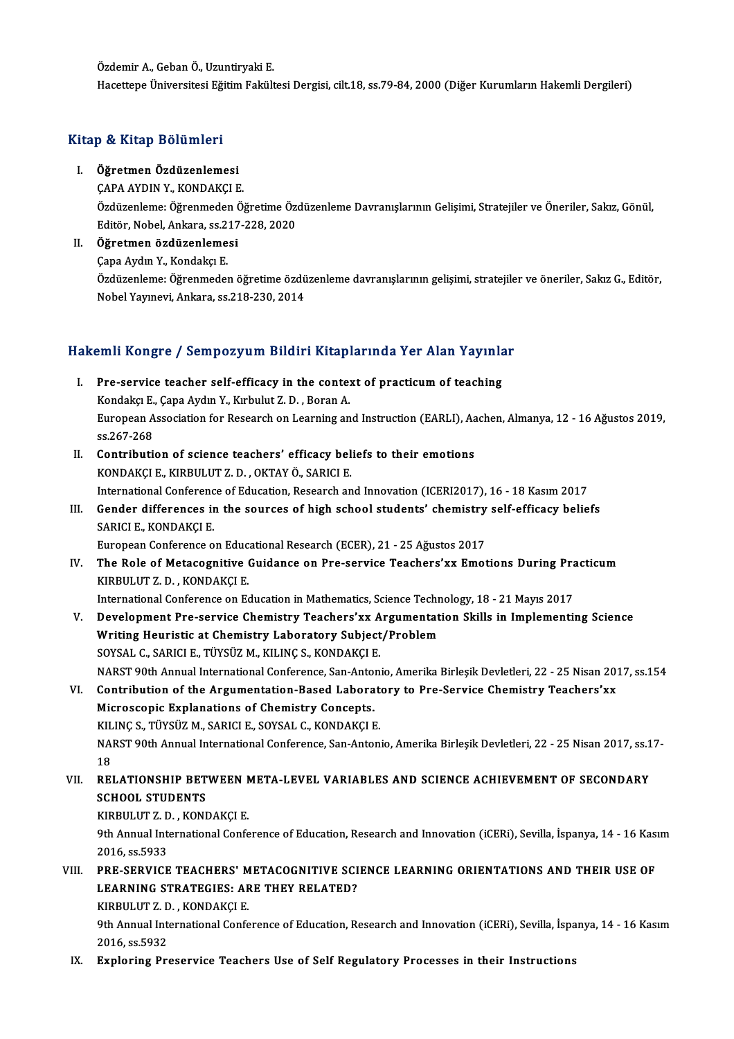Özdemir A., Geban Ö., Uzuntiryaki E.
Hacettepe Üniversitesi Eğitim Fakültesi Dergisi, cilt.18, ss.79-84, 2000 (Diğer Kurumların Hakemli Dergileri)

## Kitap & Kitap Bölümleri

I. **Öğretmen Özdüzenlemesi**
ÇAPA AYDIN Y., KONDAKÇI E.
Özdüzenleme: Öğrenmeden Öğretime Özdüzenleme Davranışlarının Gelişimi, Stratejiler ve Öneriler, Sakız, Gönül, Editör, Nobel, Ankara, ss.217-228, 2020

II. **Öğretmen özdüzenlemesi**
Çapa Aydın Y., Kondakçı E.
Özdüzenleme: Öğrenmeden öğretime özdüzenleme davranışlarının gelişimi, stratejiler ve öneriler, Sakız G., Editör, Nobel Yayınevi, Ankara, ss.218-230, 2014

## Hakemli Kongre / Sempozyum Bildiri Kitaplarında Yer Alan Yayınlar

I. **Pre-service teacher self-efficacy in the context of practicum of teaching**
Kondakçı E., Çapa Aydın Y., Kırbulut Z. D. , Boran A.
European Association for Research on Learning and Instruction (EARLI), Aachen, Almanya, 12 - 16 Ağustos 2019, ss.267-268

II. **Contribution of science teachers' efficacy beliefs to their emotions**
KONDAKÇI E., KIRBULUT Z. D. , OKTAY Ö., SARICI E.
International Conference of Education, Research and Innovation (ICERI2017), 16 - 18 Kasım 2017

III. **Gender differences in the sources of high school students' chemistry self-efficacy beliefs**
SARICI E., KONDAKÇI E.
European Conference on Educational Research (ECER), 21 - 25 Ağustos 2017

IV. **The Role of Metacognitive Guidance on Pre-service Teachers'xx Emotions During Practicum**
KIRBULUT Z. D. , KONDAKÇI E.
International Conference on Education in Mathematics, Science Technology, 18 - 21 Mayıs 2017

V. **Development Pre-service Chemistry Teachers'xx Argumentation Skills in Implementing Science Writing Heuristic at Chemistry Laboratory Subject/Problem**
SOYSAL C., SARICI E., TÜYSÜZ M., KILINÇ S., KONDAKÇI E.
NARST 90th Annual International Conference, San-Antonio, Amerika Birleşik Devletleri, 22 - 25 Nisan 2017, ss.154

VI. **Contribution of the Argumentation-Based Laboratory to Pre-Service Chemistry Teachers'xx Microscopic Explanations of Chemistry Concepts.**
KILINÇ S., TÜYSÜZ M., SARICI E., SOYSAL C., KONDAKÇI E.
NARST 90th Annual International Conference, San-Antonio, Amerika Birleşik Devletleri, 22 - 25 Nisan 2017, ss.17-18

VII. **RELATIONSHIP BETWEEN META-LEVEL VARIABLES AND SCIENCE ACHIEVEMENT OF SECONDARY SCHOOL STUDENTS**
KIRBULUT Z. D. , KONDAKÇI E.
9th Annual International Conference of Education, Research and Innovation (iCERi), Sevilla, İspanya, 14 - 16 Kasım 2016, ss.5933

VIII. **PRE-SERVICE TEACHERS' METACOGNITIVE SCIENCE LEARNING ORIENTATIONS AND THEIR USE OF LEARNING STRATEGIES: ARE THEY RELATED?**
KIRBULUT Z. D. , KONDAKÇI E.
9th Annual International Conference of Education, Research and Innovation (iCERi), Sevilla, İspanya, 14 - 16 Kasım 2016, ss.5932

IX. **Exploring Preservice Teachers Use of Self Regulatory Processes in their Instructions**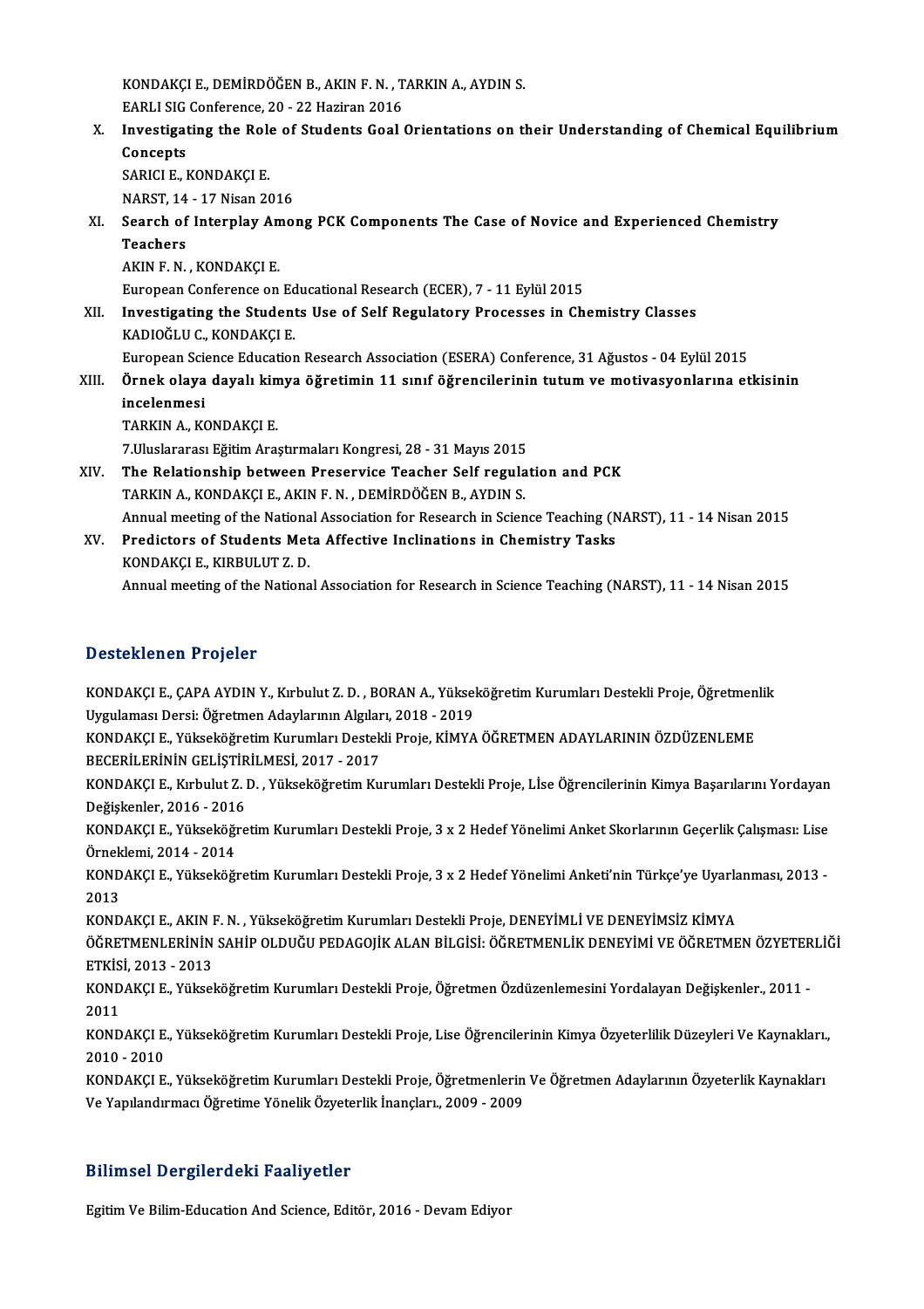KONDAKÇI E., DEMİRDÖĞEN B., AKIN F. N. , TARKIN A., AYDIN S.
EARLI SIG Conference, 20 - 22 Haziran 2016

X. **Investigating the Role of Students Goal Orientations on their Understanding of Chemical Equilibrium Concepts**
SARICI E., KONDAKÇI E.
NARST, 14 - 17 Nisan 2016

XI. **Search of Interplay Among PCK Components The Case of Novice and Experienced Chemistry Teachers**
AKIN F. N. , KONDAKÇI E.
European Conference on Educational Research (ECER), 7 - 11 Eylül 2015

XII. **Investigating the Students Use of Self Regulatory Processes in Chemistry Classes**
KADIOĞLU C., KONDAKÇI E.
European Science Education Research Association (ESERA) Conference, 31 Ağustos - 04 Eylül 2015

XIII. **Örnek olaya dayalı kimya öğretimin 11 sınıf öğrencilerinin tutum ve motivasyonlarına etkisinin incelenmesi**
TARKIN A., KONDAKÇI E.
7.Uluslararası Eğitim Araştırmaları Kongresi, 28 - 31 Mayıs 2015

XIV. **The Relationship between Preservice Teacher Self regulation and PCK**
TARKIN A., KONDAKÇI E., AKIN F. N. , DEMİRDÖĞEN B., AYDIN S.
Annual meeting of the National Association for Research in Science Teaching (NARST), 11 - 14 Nisan 2015

XV. **Predictors of Students Meta Affective Inclinations in Chemistry Tasks**
KONDAKÇI E., KIRBULUT Z. D.
Annual meeting of the National Association for Research in Science Teaching (NARST), 11 - 14 Nisan 2015

## Desteklenen Projeler

KONDAKÇI E., ÇAPA AYDIN Y., Kırbulut Z. D. , BORAN A., Yükseköğretim Kurumları Destekli Proje, Öğretmenlik Uygulaması Dersi: Öğretmen Adaylarının Algıları, 2018 - 2019

KONDAKÇI E., Yükseköğretim Kurumları Destekli Proje, KİMYA ÖĞRETMEN ADAYLARININ ÖZDÜZENLEME BECERİLERİNİN GELİŞTİRİLMESİ, 2017 - 2017

KONDAKÇI E., Kırbulut Z. D. , Yükseköğretim Kurumları Destekli Proje, Lİse Öğrencilerinin Kimya Başarılarını Yordayan Değişkenler, 2016 - 2016

KONDAKÇI E., Yükseköğretim Kurumları Destekli Proje, 3 x 2 Hedef Yönelimi Anket Skorlarının Geçerlik Çalışması: Lise Örneklemi, 2014 - 2014

KONDAKÇI E., Yükseköğretim Kurumları Destekli Proje, 3 x 2 Hedef Yönelimi Anketi'nin Türkçe'ye Uyarlanması, 2013 - 2013

KONDAKÇI E., AKIN F. N. , Yükseköğretim Kurumları Destekli Proje, DENEYİMLİ VE DENEYİMSİZ KİMYA ÖĞRETMENLERİNİN SAHİP OLDUĞU PEDAGOJİK ALAN BİLGİSİ: ÖĞRETMENLİK DENEYİMİ VE ÖĞRETMEN ÖZYETERLİĞİ ETKİSİ, 2013 - 2013

KONDAKÇI E., Yükseköğretim Kurumları Destekli Proje, Öğretmen Özdüzenlemesini Yordalayan Değişkenler., 2011 - 2011

KONDAKÇI E., Yükseköğretim Kurumları Destekli Proje, Lise Öğrencilerinin Kimya Özyeterlilik Düzeyleri Ve Kaynakları., 2010 - 2010

KONDAKÇI E., Yükseköğretim Kurumları Destekli Proje, Öğretmenlerin Ve Öğretmen Adaylarının Özyeterlik Kaynakları Ve Yapılandırmacı Öğretime Yönelik Özyeterlik İnançları., 2009 - 2009

## Bilimsel Dergilerdeki Faaliyetler

Egitim Ve Bilim-Education And Science, Editör, 2016 - Devam Ediyor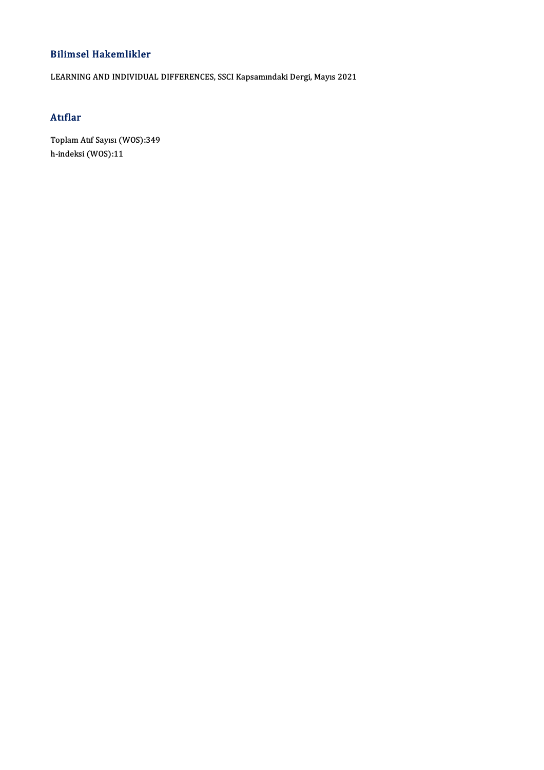## Bilimsel Hakemlikler

LEARNING AND INDIVIDUAL DIFFERENCES, SSCI Kapsamındaki Dergi, Mayıs 2021

## Atıflar

Toplam Atıf Sayısı (WOS):349
h-indeksi (WOS):11